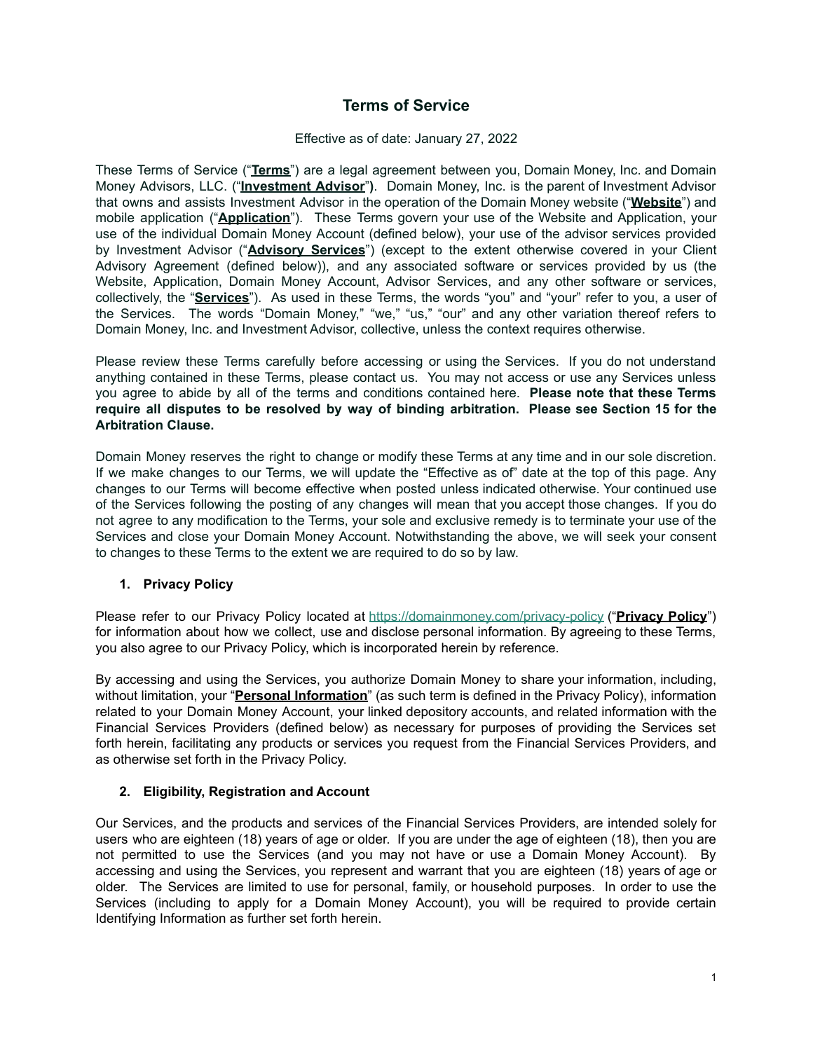# Terms of Service

Effective as of date: January 27, 2022

These Terms of Service ("**Terms**") are a legal agreement between you, Domain Money, Inc. and Domain Money Advisors, LLC. ("**Investment Advisor**"**)**. Domain Money, Inc. is the parent of Investment Advisor that owns and assists Investment Advisor in the operation of the Domain Money website ("**Website**") and mobile application ("**Application**"). These Terms govern your use of the Website and Application, your use of the individual Domain Money Account (defined below), your use of the advisor services provided by Investment Advisor ("**Advisory Services**") (except to the extent otherwise covered in your Client Advisory Agreement (defined below)), and any associated software or services provided by us (the Website, Application, Domain Money Account, Advisor Services, and any other software or services, collectively, the "**Services**"). As used in these Terms, the words "you" and "your" refer to you, a user of the Services. The words "Domain Money," "we," "us," "our" and any other variation thereof refers to Domain Money, Inc. and Investment Advisor, collective, unless the context requires otherwise.

Please review these Terms carefully before accessing or using the Services. If you do not understand anything contained in these Terms, please contact us. You may not access or use any Services unless you agree to abide by all of the terms and conditions contained here. **Please note that these Terms require all disputes to be resolved by way of binding arbitration. Please see Section 15 for the Arbitration Clause.**

Domain Money reserves the right to change or modify these Terms at any time and in our sole discretion. If we make changes to our Terms, we will update the "Effective as of" date at the top of this page. Any changes to our Terms will become effective when posted unless indicated otherwise. Your continued use of the Services following the posting of any changes will mean that you accept those changes. If you do not agree to any modification to the Terms, your sole and exclusive remedy is to terminate your use of the Services and close your Domain Money Account. Notwithstanding the above, we will seek your consent to changes to these Terms to the extent we are required to do so by law.

## 1. Privacy Policy

Please refer to our Privacy Policy located at https://domainmoney.com/privacy-policy ("**Privacy Policy**") for information about how we collect, use and disclose personal information. By agreeing to these Terms, you also agree to our Privacy Policy, which is incorporated herein by reference.

By accessing and using the Services, you authorize Domain Money to share your information, including, without limitation, your "**Personal Information**" (as such term is defined in the Privacy Policy), information related to your Domain Money Account, your linked depository accounts, and related information with the Financial Services Providers (defined below) as necessary for purposes of providing the Services set forth herein, facilitating any products or services you request from the Financial Services Providers, and as otherwise set forth in the Privacy Policy.

## 2. Eligibility, Registration and Account

Our Services, and the products and services of the Financial Services Providers, are intended solely for users who are eighteen (18) years of age or older. If you are under the age of eighteen (18), then you are not permitted to use the Services (and you may not have or use a Domain Money Account). By accessing and using the Services, you represent and warrant that you are eighteen (18) years of age or older. The Services are limited to use for personal, family, or household purposes. In order to use the Services (including to apply for a Domain Money Account), you will be required to provide certain Identifying Information as further set forth herein.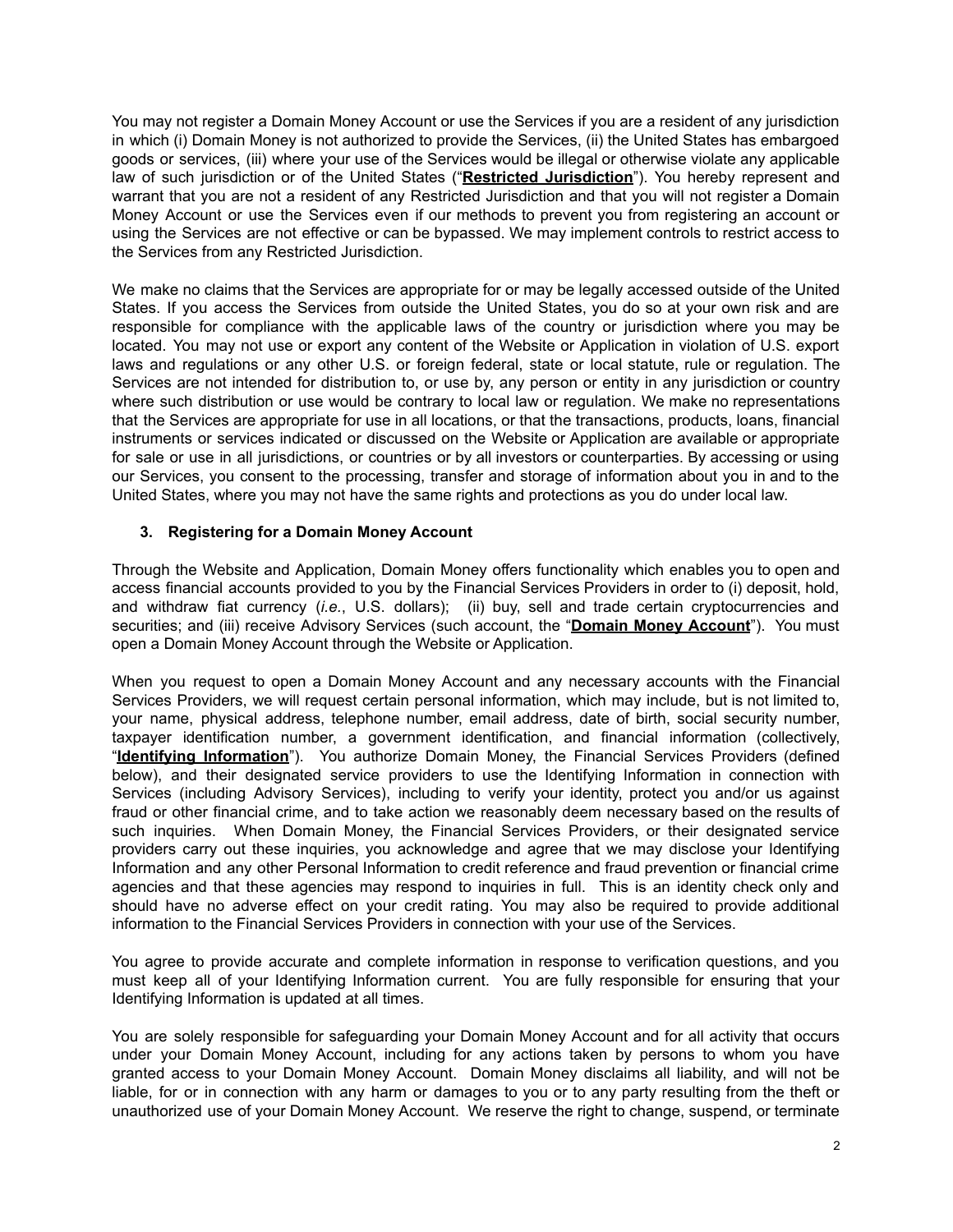You may not register a Domain Money Account or use the Services if you are a resident of any jurisdiction in which (i) Domain Money is not authorized to provide the Services, (ii) the United States has embargoed goods or services, (iii) where your use of the Services would be illegal or otherwise violate any applicable law of such jurisdiction or of the United States ("**Restricted Jurisdiction**"). You hereby represent and warrant that you are not a resident of any Restricted Jurisdiction and that you will not register a Domain Money Account or use the Services even if our methods to prevent you from registering an account or using the Services are not effective or can be bypassed. We may implement controls to restrict access to the Services from any Restricted Jurisdiction.

We make no claims that the Services are appropriate for or may be legally accessed outside of the United States. If you access the Services from outside the United States, you do so at your own risk and are responsible for compliance with the applicable laws of the country or jurisdiction where you may be located. You may not use or export any content of the Website or Application in violation of U.S. export laws and regulations or any other U.S. or foreign federal, state or local statute, rule or regulation. The Services are not intended for distribution to, or use by, any person or entity in any jurisdiction or country where such distribution or use would be contrary to local law or regulation. We make no representations that the Services are appropriate for use in all locations, or that the transactions, products, loans, financial instruments or services indicated or discussed on the Website or Application are available or appropriate for sale or use in all jurisdictions, or countries or by all investors or counterparties. By accessing or using our Services, you consent to the processing, transfer and storage of information about you in and to the United States, where you may not have the same rights and protections as you do under local law.

### 3. Registering for a Domain Money Account

Through the Website and Application, Domain Money offers functionality which enables you to open and access financial accounts provided to you by the Financial Services Providers in order to (i) deposit, hold, and withdraw fiat currency (*i.e.*, U.S. dollars); (ii) buy, sell and trade certain cryptocurrencies and securities; and (iii) receive Advisory Services (such account, the "**Domain Money Account**"). You must open a Domain Money Account through the Website or Application.

When you request to open a Domain Money Account and any necessary accounts with the Financial Services Providers, we will request certain personal information, which may include, but is not limited to, your name, physical address, telephone number, email address, date of birth, social security number, taxpayer identification number, a government identification, and financial information (collectively, "**Identifying Information**"). You authorize Domain Money, the Financial Services Providers (defined below), and their designated service providers to use the Identifying Information in connection with Services (including Advisory Services), including to verify your identity, protect you and/or us against fraud or other financial crime, and to take action we reasonably deem necessary based on the results of such inquiries. When Domain Money, the Financial Services Providers, or their designated service providers carry out these inquiries, you acknowledge and agree that we may disclose your Identifying Information and any other Personal Information to credit reference and fraud prevention or financial crime agencies and that these agencies may respond to inquiries in full. This is an identity check only and should have no adverse effect on your credit rating. You may also be required to provide additional information to the Financial Services Providers in connection with your use of the Services.

You agree to provide accurate and complete information in response to verification questions, and you must keep all of your Identifying Information current. You are fully responsible for ensuring that your Identifying Information is updated at all times.

You are solely responsible for safeguarding your Domain Money Account and for all activity that occurs under your Domain Money Account, including for any actions taken by persons to whom you have granted access to your Domain Money Account. Domain Money disclaims all liability, and will not be liable, for or in connection with any harm or damages to you or to any party resulting from the theft or unauthorized use of your Domain Money Account. We reserve the right to change, suspend, or terminate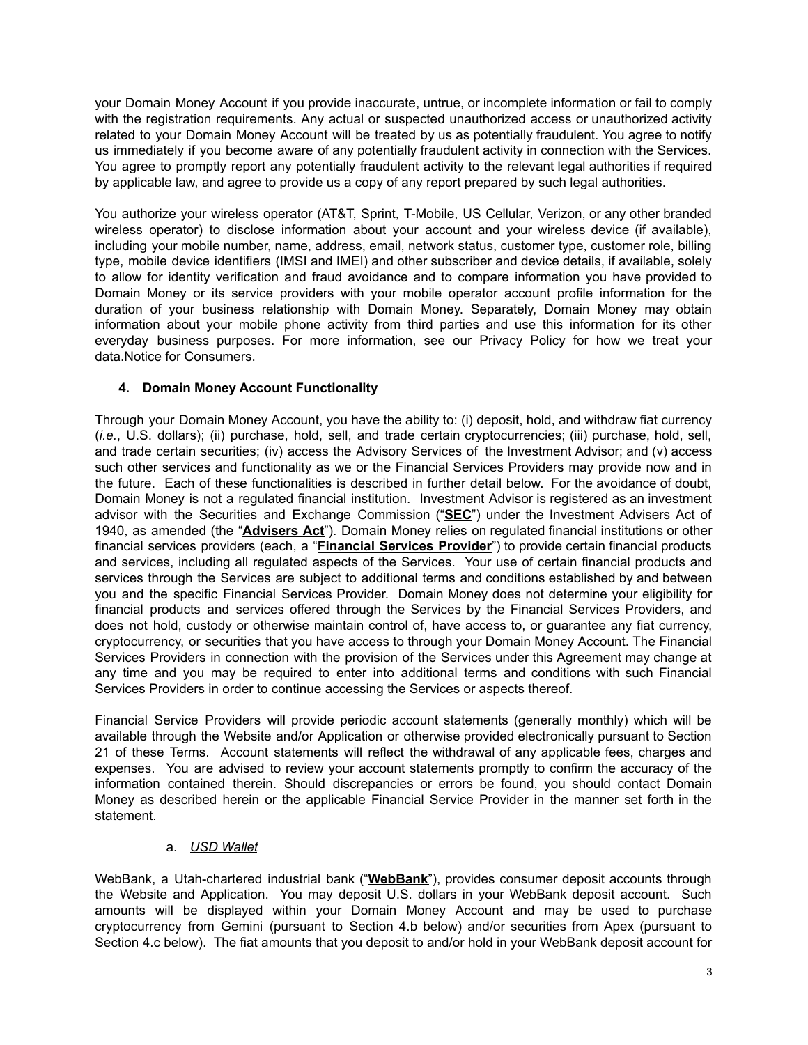your Domain Money Account if you provide inaccurate, untrue, or incomplete information or fail to comply with the registration requirements. Any actual or suspected unauthorized access or unauthorized activity related to your Domain Money Account will be treated by us as potentially fraudulent. You agree to notify us immediately if you become aware of any potentially fraudulent activity in connection with the Services. You agree to promptly report any potentially fraudulent activity to the relevant legal authorities if required by applicable law, and agree to provide us a copy of any report prepared by such legal authorities.

You authorize your wireless operator (AT&T, Sprint, T-Mobile, US Cellular, Verizon, or any other branded wireless operator) to disclose information about your account and your wireless device (if available), including your mobile number, name, address, email, network status, customer type, customer role, billing type, mobile device identifiers (IMSI and IMEI) and other subscriber and device details, if available, solely to allow for identity verification and fraud avoidance and to compare information you have provided to Domain Money or its service providers with your mobile operator account profile information for the duration of your business relationship with Domain Money. Separately, Domain Money may obtain information about your mobile phone activity from third parties and use this information for its other everyday business purposes. For more information, see our Privacy Policy for how we treat your data.Notice for Consumers.

## 4. Domain Money Account Functionality

Through your Domain Money Account, you have the ability to: (i) deposit, hold, and withdraw fiat currency (*i.e.*, U.S. dollars); (ii) purchase, hold, sell, and trade certain cryptocurrencies; (iii) purchase, hold, sell, and trade certain securities; (iv) access the Advisory Services of the Investment Advisor; and (v) access such other services and functionality as we or the Financial Services Providers may provide now and in the future. Each of these functionalities is described in further detail below. For the avoidance of doubt, Domain Money is not a regulated financial institution. Investment Advisor is registered as an investment advisor with the Securities and Exchange Commission ("**SEC**") under the Investment Advisers Act of 1940, as amended (the "**Advisers Act**"). Domain Money relies on regulated financial institutions or other financial services providers (each, a "**Financial Services Provider**") to provide certain financial products and services, including all regulated aspects of the Services. Your use of certain financial products and services through the Services are subject to additional terms and conditions established by and between you and the specific Financial Services Provider. Domain Money does not determine your eligibility for financial products and services offered through the Services by the Financial Services Providers, and does not hold, custody or otherwise maintain control of, have access to, or guarantee any fiat currency, cryptocurrency, or securities that you have access to through your Domain Money Account. The Financial Services Providers in connection with the provision of the Services under this Agreement may change at any time and you may be required to enter into additional terms and conditions with such Financial Services Providers in order to continue accessing the Services or aspects thereof.

Financial Service Providers will provide periodic account statements (generally monthly) which will be available through the Website and/or Application or otherwise provided electronically pursuant to Section 21 of these Terms. Account statements will reflect the withdrawal of any applicable fees, charges and expenses. You are advised to review your account statements promptly to confirm the accuracy of the information contained therein. Should discrepancies or errors be found, you should contact Domain Money as described herein or the applicable Financial Service Provider in the manner set forth in the statement.

### a. *USD Wallet*

WebBank, a Utah-chartered industrial bank ("**WebBank**"), provides consumer deposit accounts through the Website and Application. You may deposit U.S. dollars in your WebBank deposit account. Such amounts will be displayed within your Domain Money Account and may be used to purchase cryptocurrency from Gemini (pursuant to Section 4.b below) and/or securities from Apex (pursuant to Section 4.c below). The fiat amounts that you deposit to and/or hold in your WebBank deposit account for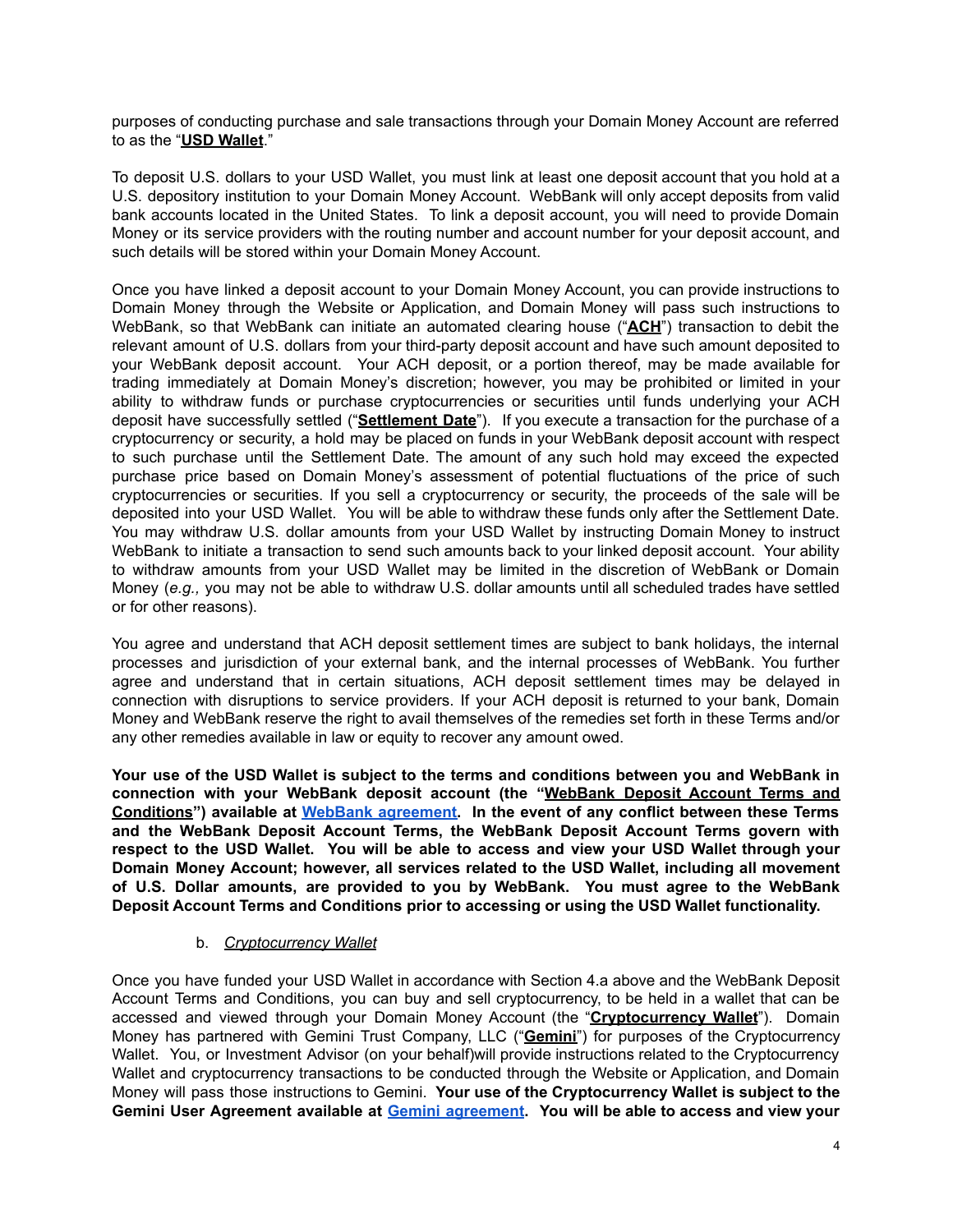purposes of conducting purchase and sale transactions through your Domain Money Account are referred to as the "**USD Wallet**."

To deposit U.S. dollars to your USD Wallet, you must link at least one deposit account that you hold at a U.S. depository institution to your Domain Money Account. WebBank will only accept deposits from valid bank accounts located in the United States. To link a deposit account, you will need to provide Domain Money or its service providers with the routing number and account number for your deposit account, and such details will be stored within your Domain Money Account.

Once you have linked a deposit account to your Domain Money Account, you can provide instructions to Domain Money through the Website or Application, and Domain Money will pass such instructions to WebBank, so that WebBank can initiate an automated clearing house ("**ACH**") transaction to debit the relevant amount of U.S. dollars from your third-party deposit account and have such amount deposited to your WebBank deposit account. Your ACH deposit, or a portion thereof, may be made available for trading immediately at Domain Money's discretion; however, you may be prohibited or limited in your ability to withdraw funds or purchase cryptocurrencies or securities until funds underlying your ACH deposit have successfully settled ("**Settlement Date**"). If you execute a transaction for the purchase of a cryptocurrency or security, a hold may be placed on funds in your WebBank deposit account with respect to such purchase until the Settlement Date. The amount of any such hold may exceed the expected purchase price based on Domain Money's assessment of potential fluctuations of the price of such cryptocurrencies or securities. If you sell a cryptocurrency or security, the proceeds of the sale will be deposited into your USD Wallet. You will be able to withdraw these funds only after the Settlement Date. You may withdraw U.S. dollar amounts from your USD Wallet by instructing Domain Money to instruct WebBank to initiate a transaction to send such amounts back to your linked deposit account. Your ability to withdraw amounts from your USD Wallet may be limited in the discretion of WebBank or Domain Money (*e.g.,* you may not be able to withdraw U.S. dollar amounts until all scheduled trades have settled or for other reasons).

You agree and understand that ACH deposit settlement times are subject to bank holidays, the internal processes and jurisdiction of your external bank, and the internal processes of WebBank. You further agree and understand that in certain situations, ACH deposit settlement times may be delayed in connection with disruptions to service providers. If your ACH deposit is returned to your bank, Domain Money and WebBank reserve the right to avail themselves of the remedies set forth in these Terms and/or any other remedies available in law or equity to recover any amount owed.

**Your use of the USD Wallet is subject to the terms and conditions between you and WebBank in connection with your WebBank deposit account (the "WebBank Deposit Account Terms and Conditions") available at WebBank agreement. In the event of any conflict between these Terms and the WebBank Deposit Account Terms, the WebBank Deposit Account Terms govern with respect to the USD Wallet. You will be able to access and view your USD Wallet through your Domain Money Account; however, all services related to the USD Wallet, including all movement of U.S. Dollar amounts, are provided to you by WebBank. You must agree to the WebBank Deposit Account Terms and Conditions prior to accessing or using the USD Wallet functionality.**

b. *Cryptocurrency Wallet*

Once you have funded your USD Wallet in accordance with Section 4.a above and the WebBank Deposit Account Terms and Conditions, you can buy and sell cryptocurrency, to be held in a wallet that can be accessed and viewed through your Domain Money Account (the "**Cryptocurrency Wallet**"). Domain Money has partnered with Gemini Trust Company, LLC ("**Gemini**") for purposes of the Cryptocurrency Wallet. You, or Investment Advisor (on your behalf)will provide instructions related to the Cryptocurrency Wallet and cryptocurrency transactions to be conducted through the Website or Application, and Domain Money will pass those instructions to Gemini. **Your use of the Cryptocurrency Wallet is subject to the Gemini User Agreement available at Gemini agreement. You will be able to access and view your**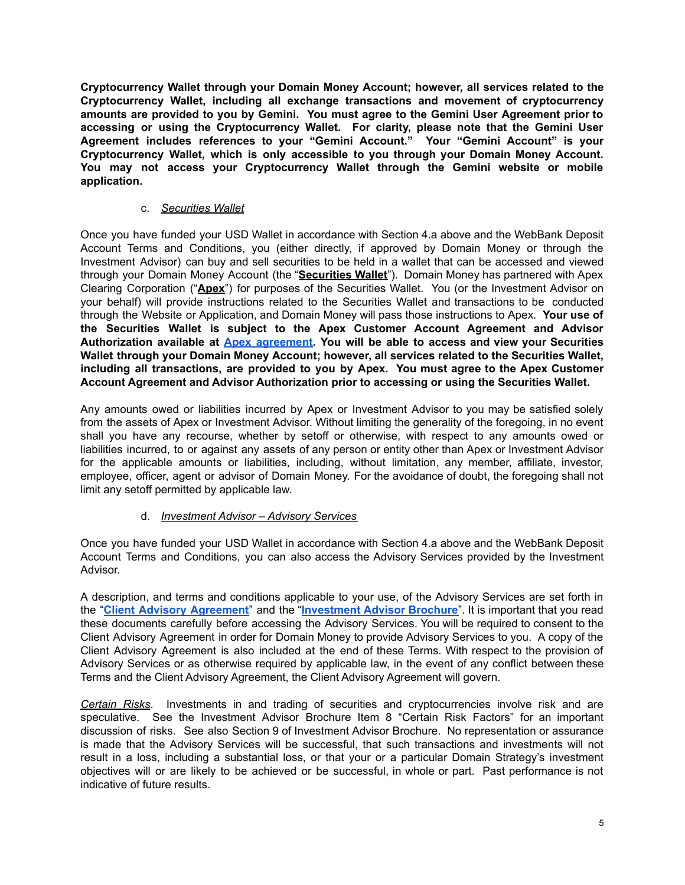**Cryptocurrency Wallet through your Domain Money Account; however, all services related to the Cryptocurrency Wallet, including all exchange transactions and movement of cryptocurrency amounts are provided to you by Gemini. You must agree to the Gemini User Agreement prior to accessing or using the Cryptocurrency Wallet. For clarity, please note that the Gemini User Agreement includes references to your "Gemini Account." Your "Gemini Account" is your Cryptocurrency Wallet, which is only accessible to you through your Domain Money Account. You may not access your Cryptocurrency Wallet through the Gemini website or mobile application.**

c. *Securities Wallet*

Once you have funded your USD Wallet in accordance with Section 4.a above and the WebBank Deposit Account Terms and Conditions, you (either directly, if approved by Domain Money or through the Investment Advisor) can buy and sell securities to be held in a wallet that can be accessed and viewed through your Domain Money Account (the "**Securities Wallet**"). Domain Money has partnered with Apex Clearing Corporation ("**Apex**") for purposes of the Securities Wallet. You (or the Investment Advisor on your behalf) will provide instructions related to the Securities Wallet and transactions to be conducted through the Website or Application, and Domain Money will pass those instructions to Apex. **Your use of the Securities Wallet is subject to the Apex Customer Account Agreement and Advisor Authorization available at Apex agreement. You will be able to access and view your Securities Wallet through your Domain Money Account; however, all services related to the Securities Wallet, including all transactions, are provided to you by Apex. You must agree to the Apex Customer Account Agreement and Advisor Authorization prior to accessing or using the Securities Wallet.**

Any amounts owed or liabilities incurred by Apex or Investment Advisor to you may be satisfied solely from the assets of Apex or Investment Advisor. Without limiting the generality of the foregoing, in no event shall you have any recourse, whether by setoff or otherwise, with respect to any amounts owed or liabilities incurred, to or against any assets of any person or entity other than Apex or Investment Advisor for the applicable amounts or liabilities, including, without limitation, any member, affiliate, investor, employee, officer, agent or advisor of Domain Money. For the avoidance of doubt, the foregoing shall not limit any setoff permitted by applicable law.

d. *Investment Advisor – Advisory Services*

Once you have funded your USD Wallet in accordance with Section 4.a above and the WebBank Deposit Account Terms and Conditions, you can also access the Advisory Services provided by the Investment Advisor.

A description, and terms and conditions applicable to your use, of the Advisory Services are set forth in the "**Client Advisory Agreement**" and the "**Investment Advisor Brochure**". It is important that you read these documents carefully before accessing the Advisory Services. You will be required to consent to the Client Advisory Agreement in order for Domain Money to provide Advisory Services to you. A copy of the Client Advisory Agreement is also included at the end of these Terms. With respect to the provision of Advisory Services or as otherwise required by applicable law, in the event of any conflict between these Terms and the Client Advisory Agreement, the Client Advisory Agreement will govern.

*Certain Risks*. Investments in and trading of securities and cryptocurrencies involve risk and are speculative. See the Investment Advisor Brochure Item 8 "Certain Risk Factors" for an important discussion of risks. See also Section 9 of Investment Advisor Brochure. No representation or assurance is made that the Advisory Services will be successful, that such transactions and investments will not result in a loss, including a substantial loss, or that your or a particular Domain Strategy's investment objectives will or are likely to be achieved or be successful, in whole or part. Past performance is not indicative of future results.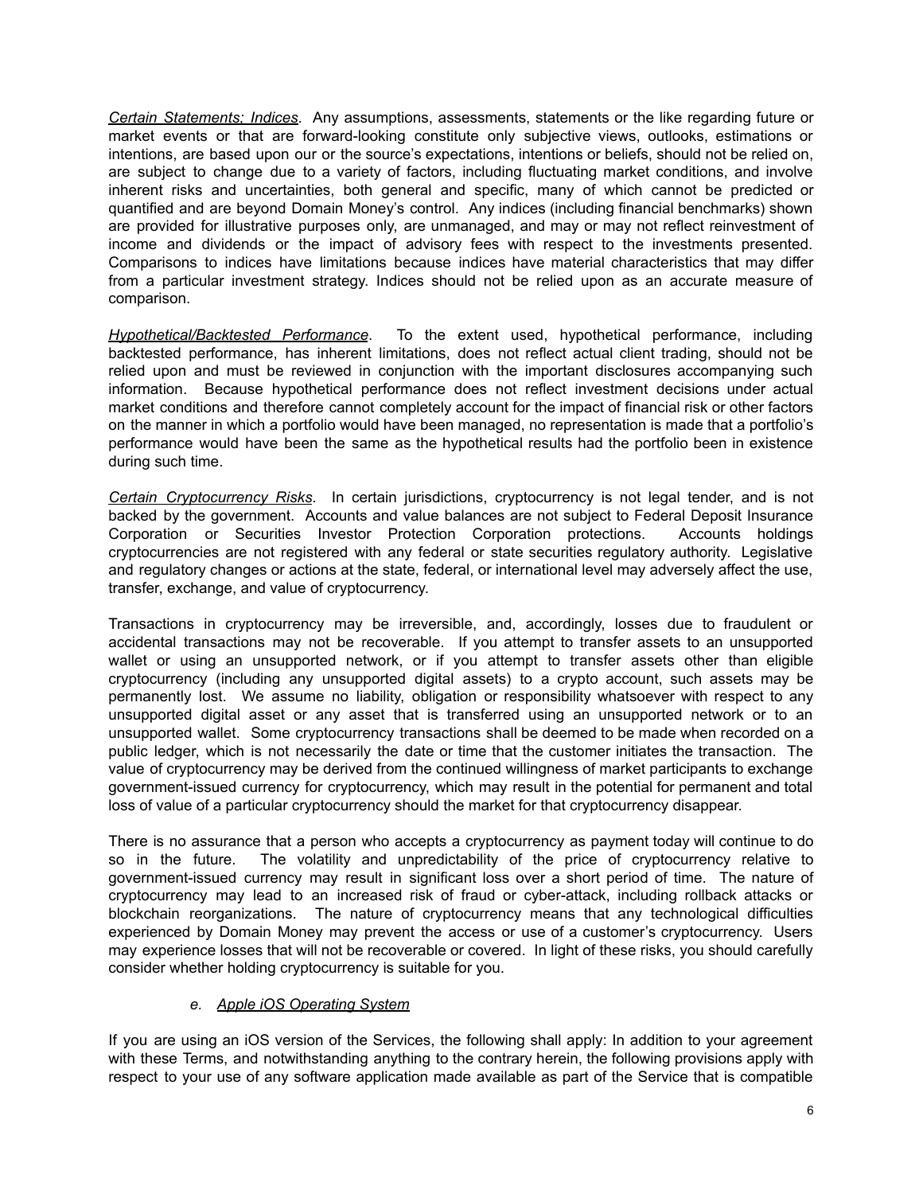*Certain Statements; Indices*. Any assumptions, assessments, statements or the like regarding future or market events or that are forward-looking constitute only subjective views, outlooks, estimations or intentions, are based upon our or the source's expectations, intentions or beliefs, should not be relied on, are subject to change due to a variety of factors, including fluctuating market conditions, and involve inherent risks and uncertainties, both general and specific, many of which cannot be predicted or quantified and are beyond Domain Money's control. Any indices (including financial benchmarks) shown are provided for illustrative purposes only, are unmanaged, and may or may not reflect reinvestment of income and dividends or the impact of advisory fees with respect to the investments presented. Comparisons to indices have limitations because indices have material characteristics that may differ from a particular investment strategy. Indices should not be relied upon as an accurate measure of comparison.

*Hypothetical/Backtested Performance*. To the extent used, hypothetical performance, including backtested performance, has inherent limitations, does not reflect actual client trading, should not be relied upon and must be reviewed in conjunction with the important disclosures accompanying such information. Because hypothetical performance does not reflect investment decisions under actual market conditions and therefore cannot completely account for the impact of financial risk or other factors on the manner in which a portfolio would have been managed, no representation is made that a portfolio's performance would have been the same as the hypothetical results had the portfolio been in existence during such time.

*Certain Cryptocurrency Risks*. In certain jurisdictions, cryptocurrency is not legal tender, and is not backed by the government. Accounts and value balances are not subject to Federal Deposit Insurance Corporation or Securities Investor Protection Corporation protections. Accounts holdings cryptocurrencies are not registered with any federal or state securities regulatory authority. Legislative and regulatory changes or actions at the state, federal, or international level may adversely affect the use, transfer, exchange, and value of cryptocurrency.

Transactions in cryptocurrency may be irreversible, and, accordingly, losses due to fraudulent or accidental transactions may not be recoverable. If you attempt to transfer assets to an unsupported wallet or using an unsupported network, or if you attempt to transfer assets other than eligible cryptocurrency (including any unsupported digital assets) to a crypto account, such assets may be permanently lost. We assume no liability, obligation or responsibility whatsoever with respect to any unsupported digital asset or any asset that is transferred using an unsupported network or to an unsupported wallet. Some cryptocurrency transactions shall be deemed to be made when recorded on a public ledger, which is not necessarily the date or time that the customer initiates the transaction. The value of cryptocurrency may be derived from the continued willingness of market participants to exchange government-issued currency for cryptocurrency, which may result in the potential for permanent and total loss of value of a particular cryptocurrency should the market for that cryptocurrency disappear.

There is no assurance that a person who accepts a cryptocurrency as payment today will continue to do so in the future. The volatility and unpredictability of the price of cryptocurrency relative to government-issued currency may result in significant loss over a short period of time. The nature of cryptocurrency may lead to an increased risk of fraud or cyber-attack, including rollback attacks or blockchain reorganizations. The nature of cryptocurrency means that any technological difficulties experienced by Domain Money may prevent the access or use of a customer's cryptocurrency. Users may experience losses that will not be recoverable or covered. In light of these risks, you should carefully consider whether holding cryptocurrency is suitable for you.

### e. *Apple iOS Operating System*

If you are using an iOS version of the Services, the following shall apply: In addition to your agreement with these Terms, and notwithstanding anything to the contrary herein, the following provisions apply with respect to your use of any software application made available as part of the Service that is compatible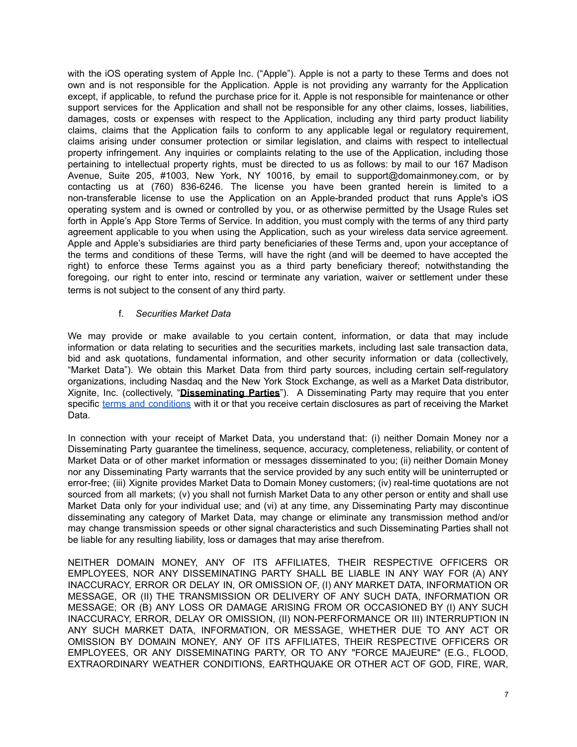with the iOS operating system of Apple Inc. ("Apple"). Apple is not a party to these Terms and does not own and is not responsible for the Application. Apple is not providing any warranty for the Application except, if applicable, to refund the purchase price for it. Apple is not responsible for maintenance or other support services for the Application and shall not be responsible for any other claims, losses, liabilities, damages, costs or expenses with respect to the Application, including any third party product liability claims, claims that the Application fails to conform to any applicable legal or regulatory requirement, claims arising under consumer protection or similar legislation, and claims with respect to intellectual property infringement. Any inquiries or complaints relating to the use of the Application, including those pertaining to intellectual property rights, must be directed to us as follows: by mail to our 167 Madison Avenue, Suite 205, #1003, New York, NY 10016, by email to support@domainmoney.com, or by contacting us at (760) 836-6246. The license you have been granted herein is limited to a non-transferable license to use the Application on an Apple-branded product that runs Apple's iOS operating system and is owned or controlled by you, or as otherwise permitted by the Usage Rules set forth in Apple's App Store Terms of Service. In addition, you must comply with the terms of any third party agreement applicable to you when using the Application, such as your wireless data service agreement. Apple and Apple's subsidiaries are third party beneficiaries of these Terms and, upon your acceptance of the terms and conditions of these Terms, will have the right (and will be deemed to have accepted the right) to enforce these Terms against you as a third party beneficiary thereof; notwithstanding the foregoing, our right to enter into, rescind or terminate any variation, waiver or settlement under these terms is not subject to the consent of any third party.

f. *Securities Market Data*

We may provide or make available to you certain content, information, or data that may include information or data relating to securities and the securities markets, including last sale transaction data, bid and ask quotations, fundamental information, and other security information or data (collectively, "Market Data"). We obtain this Market Data from third party sources, including certain self-regulatory organizations, including Nasdaq and the New York Stock Exchange, as well as a Market Data distributor, Xignite, Inc. (collectively, "**Disseminating Parties**"). A Disseminating Party may require that you enter specific [terms and conditions] with it or that you receive certain disclosures as part of receiving the Market Data.

In connection with your receipt of Market Data, you understand that: (i) neither Domain Money nor a Disseminating Party guarantee the timeliness, sequence, accuracy, completeness, reliability, or content of Market Data or of other market information or messages disseminated to you; (ii) neither Domain Money nor any Disseminating Party warrants that the service provided by any such entity will be uninterrupted or error-free; (iii) Xignite provides Market Data to Domain Money customers; (iv) real-time quotations are not sourced from all markets; (v) you shall not furnish Market Data to any other person or entity and shall use Market Data only for your individual use; and (vi) at any time, any Disseminating Party may discontinue disseminating any category of Market Data, may change or eliminate any transmission method and/or may change transmission speeds or other signal characteristics and such Disseminating Parties shall not be liable for any resulting liability, loss or damages that may arise therefrom.

NEITHER DOMAIN MONEY, ANY OF ITS AFFILIATES, THEIR RESPECTIVE OFFICERS OR EMPLOYEES, NOR ANY DISSEMINATING PARTY SHALL BE LIABLE IN ANY WAY FOR (A) ANY INACCURACY, ERROR OR DELAY IN, OR OMISSION OF, (I) ANY MARKET DATA, INFORMATION OR MESSAGE, OR (II) THE TRANSMISSION OR DELIVERY OF ANY SUCH DATA, INFORMATION OR MESSAGE; OR (B) ANY LOSS OR DAMAGE ARISING FROM OR OCCASIONED BY (I) ANY SUCH INACCURACY, ERROR, DELAY OR OMISSION, (II) NON-PERFORMANCE OR III) INTERRUPTION IN ANY SUCH MARKET DATA, INFORMATION, OR MESSAGE, WHETHER DUE TO ANY ACT OR OMISSION BY DOMAIN MONEY, ANY OF ITS AFFILIATES, THEIR RESPECTIVE OFFICERS OR EMPLOYEES, OR ANY DISSEMINATING PARTY, OR TO ANY "FORCE MAJEURE" (E.G., FLOOD, EXTRAORDINARY WEATHER CONDITIONS, EARTHQUAKE OR OTHER ACT OF GOD, FIRE, WAR,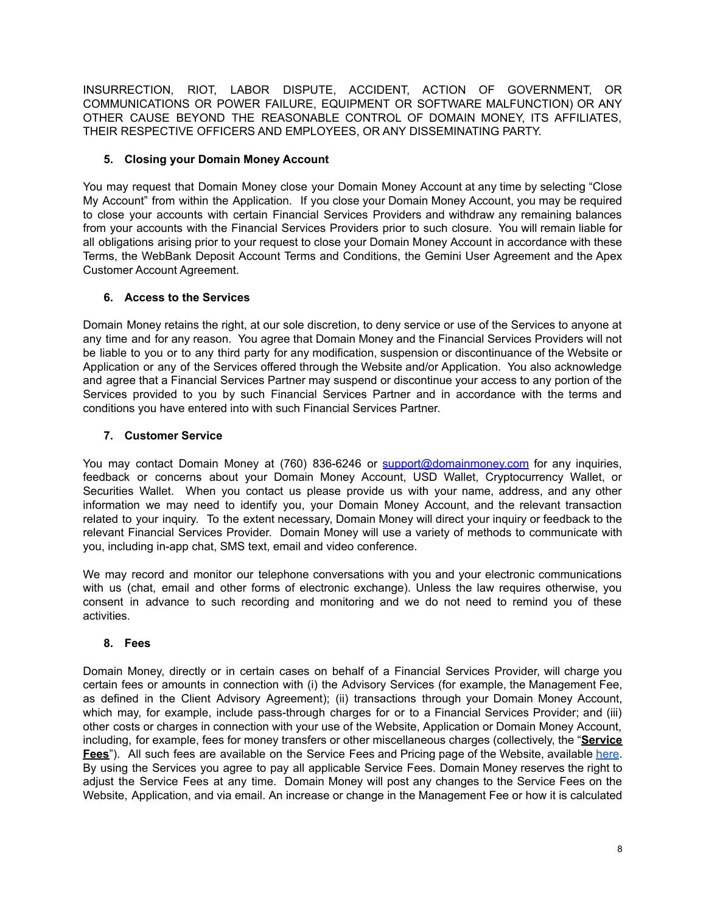INSURRECTION, RIOT, LABOR DISPUTE, ACCIDENT, ACTION OF GOVERNMENT, OR COMMUNICATIONS OR POWER FAILURE, EQUIPMENT OR SOFTWARE MALFUNCTION) OR ANY OTHER CAUSE BEYOND THE REASONABLE CONTROL OF DOMAIN MONEY, ITS AFFILIATES, THEIR RESPECTIVE OFFICERS AND EMPLOYEES, OR ANY DISSEMINATING PARTY.

**5. Closing your Domain Money Account**

You may request that Domain Money close your Domain Money Account at any time by selecting "Close My Account" from within the Application. If you close your Domain Money Account, you may be required to close your accounts with certain Financial Services Providers and withdraw any remaining balances from your accounts with the Financial Services Providers prior to such closure. You will remain liable for all obligations arising prior to your request to close your Domain Money Account in accordance with these Terms, the WebBank Deposit Account Terms and Conditions, the Gemini User Agreement and the Apex Customer Account Agreement.

**6. Access to the Services**

Domain Money retains the right, at our sole discretion, to deny service or use of the Services to anyone at any time and for any reason. You agree that Domain Money and the Financial Services Providers will not be liable to you or to any third party for any modification, suspension or discontinuance of the Website or Application or any of the Services offered through the Website and/or Application. You also acknowledge and agree that a Financial Services Partner may suspend or discontinue your access to any portion of the Services provided to you by such Financial Services Partner and in accordance with the terms and conditions you have entered into with such Financial Services Partner.

**7. Customer Service**

You may contact Domain Money at (760) 836-6246 or support@domainmoney.com for any inquiries, feedback or concerns about your Domain Money Account, USD Wallet, Cryptocurrency Wallet, or Securities Wallet. When you contact us please provide us with your name, address, and any other information we may need to identify you, your Domain Money Account, and the relevant transaction related to your inquiry. To the extent necessary, Domain Money will direct your inquiry or feedback to the relevant Financial Services Provider. Domain Money will use a variety of methods to communicate with you, including in-app chat, SMS text, email and video conference.

We may record and monitor our telephone conversations with you and your electronic communications with us (chat, email and other forms of electronic exchange). Unless the law requires otherwise, you consent in advance to such recording and monitoring and we do not need to remind you of these activities.

**8. Fees**

Domain Money, directly or in certain cases on behalf of a Financial Services Provider, will charge you certain fees or amounts in connection with (i) the Advisory Services (for example, the Management Fee, as defined in the Client Advisory Agreement); (ii) transactions through your Domain Money Account, which may, for example, include pass-through charges for or to a Financial Services Provider; and (iii) other costs or charges in connection with your use of the Website, Application or Domain Money Account, including, for example, fees for money transfers or other miscellaneous charges (collectively, the "**Service Fees**"). All such fees are available on the Service Fees and Pricing page of the Website, available here. By using the Services you agree to pay all applicable Service Fees. Domain Money reserves the right to adjust the Service Fees at any time. Domain Money will post any changes to the Service Fees on the Website, Application, and via email. An increase or change in the Management Fee or how it is calculated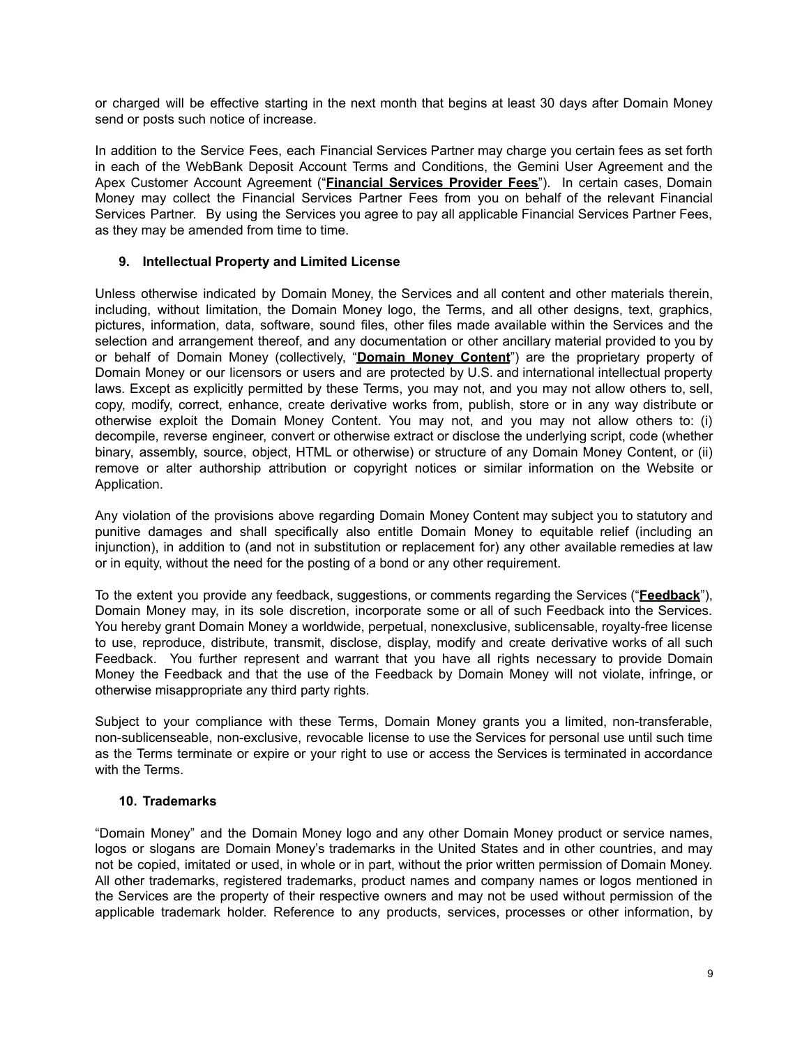or charged will be effective starting in the next month that begins at least 30 days after Domain Money send or posts such notice of increase.

In addition to the Service Fees, each Financial Services Partner may charge you certain fees as set forth in each of the WebBank Deposit Account Terms and Conditions, the Gemini User Agreement and the Apex Customer Account Agreement ("**Financial Services Provider Fees**"). In certain cases, Domain Money may collect the Financial Services Partner Fees from you on behalf of the relevant Financial Services Partner. By using the Services you agree to pay all applicable Financial Services Partner Fees, as they may be amended from time to time.

### 9. Intellectual Property and Limited License

Unless otherwise indicated by Domain Money, the Services and all content and other materials therein, including, without limitation, the Domain Money logo, the Terms, and all other designs, text, graphics, pictures, information, data, software, sound files, other files made available within the Services and the selection and arrangement thereof, and any documentation or other ancillary material provided to you by or behalf of Domain Money (collectively, "**Domain Money Content**") are the proprietary property of Domain Money or our licensors or users and are protected by U.S. and international intellectual property laws. Except as explicitly permitted by these Terms, you may not, and you may not allow others to, sell, copy, modify, correct, enhance, create derivative works from, publish, store or in any way distribute or otherwise exploit the Domain Money Content. You may not, and you may not allow others to: (i) decompile, reverse engineer, convert or otherwise extract or disclose the underlying script, code (whether binary, assembly, source, object, HTML or otherwise) or structure of any Domain Money Content, or (ii) remove or alter authorship attribution or copyright notices or similar information on the Website or Application.

Any violation of the provisions above regarding Domain Money Content may subject you to statutory and punitive damages and shall specifically also entitle Domain Money to equitable relief (including an injunction), in addition to (and not in substitution or replacement for) any other available remedies at law or in equity, without the need for the posting of a bond or any other requirement.

To the extent you provide any feedback, suggestions, or comments regarding the Services ("**Feedback**"), Domain Money may, in its sole discretion, incorporate some or all of such Feedback into the Services. You hereby grant Domain Money a worldwide, perpetual, nonexclusive, sublicensable, royalty-free license to use, reproduce, distribute, transmit, disclose, display, modify and create derivative works of all such Feedback. You further represent and warrant that you have all rights necessary to provide Domain Money the Feedback and that the use of the Feedback by Domain Money will not violate, infringe, or otherwise misappropriate any third party rights.

Subject to your compliance with these Terms, Domain Money grants you a limited, non-transferable, non-sublicenseable, non-exclusive, revocable license to use the Services for personal use until such time as the Terms terminate or expire or your right to use or access the Services is terminated in accordance with the Terms.

### 10. Trademarks

"Domain Money" and the Domain Money logo and any other Domain Money product or service names, logos or slogans are Domain Money's trademarks in the United States and in other countries, and may not be copied, imitated or used, in whole or in part, without the prior written permission of Domain Money. All other trademarks, registered trademarks, product names and company names or logos mentioned in the Services are the property of their respective owners and may not be used without permission of the applicable trademark holder. Reference to any products, services, processes or other information, by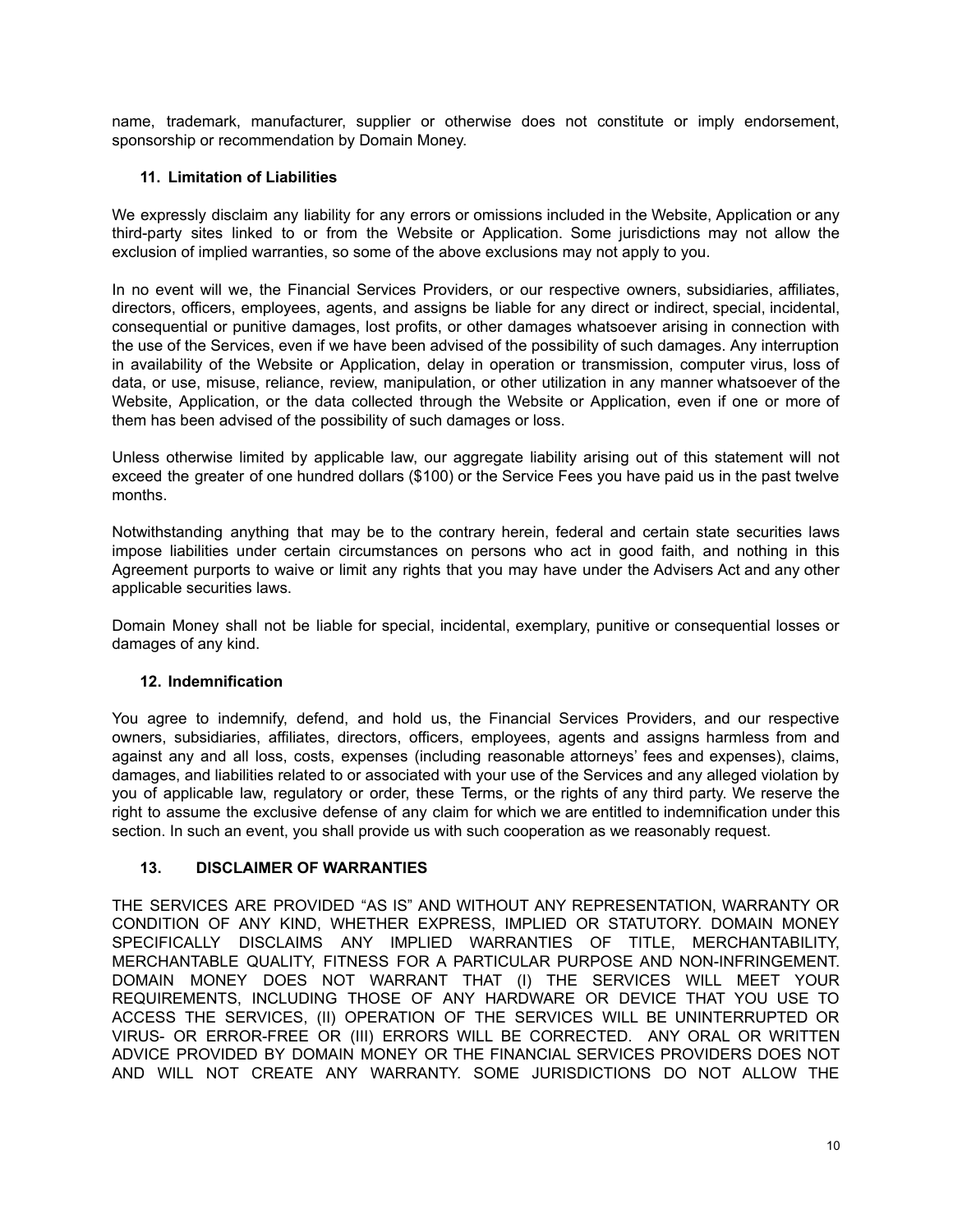name, trademark, manufacturer, supplier or otherwise does not constitute or imply endorsement, sponsorship or recommendation by Domain Money.

### 11. Limitation of Liabilities

We expressly disclaim any liability for any errors or omissions included in the Website, Application or any third-party sites linked to or from the Website or Application. Some jurisdictions may not allow the exclusion of implied warranties, so some of the above exclusions may not apply to you.

In no event will we, the Financial Services Providers, or our respective owners, subsidiaries, affiliates, directors, officers, employees, agents, and assigns be liable for any direct or indirect, special, incidental, consequential or punitive damages, lost profits, or other damages whatsoever arising in connection with the use of the Services, even if we have been advised of the possibility of such damages. Any interruption in availability of the Website or Application, delay in operation or transmission, computer virus, loss of data, or use, misuse, reliance, review, manipulation, or other utilization in any manner whatsoever of the Website, Application, or the data collected through the Website or Application, even if one or more of them has been advised of the possibility of such damages or loss.

Unless otherwise limited by applicable law, our aggregate liability arising out of this statement will not exceed the greater of one hundred dollars ($100) or the Service Fees you have paid us in the past twelve months.

Notwithstanding anything that may be to the contrary herein, federal and certain state securities laws impose liabilities under certain circumstances on persons who act in good faith, and nothing in this Agreement purports to waive or limit any rights that you may have under the Advisers Act and any other applicable securities laws.

Domain Money shall not be liable for special, incidental, exemplary, punitive or consequential losses or damages of any kind.

### 12. Indemnification

You agree to indemnify, defend, and hold us, the Financial Services Providers, and our respective owners, subsidiaries, affiliates, directors, officers, employees, agents and assigns harmless from and against any and all loss, costs, expenses (including reasonable attorneys' fees and expenses), claims, damages, and liabilities related to or associated with your use of the Services and any alleged violation by you of applicable law, regulatory or order, these Terms, or the rights of any third party. We reserve the right to assume the exclusive defense of any claim for which we are entitled to indemnification under this section. In such an event, you shall provide us with such cooperation as we reasonably request.

### 13. DISCLAIMER OF WARRANTIES

THE SERVICES ARE PROVIDED "AS IS" AND WITHOUT ANY REPRESENTATION, WARRANTY OR CONDITION OF ANY KIND, WHETHER EXPRESS, IMPLIED OR STATUTORY. DOMAIN MONEY SPECIFICALLY DISCLAIMS ANY IMPLIED WARRANTIES OF TITLE, MERCHANTABILITY, MERCHANTABLE QUALITY, FITNESS FOR A PARTICULAR PURPOSE AND NON-INFRINGEMENT. DOMAIN MONEY DOES NOT WARRANT THAT (I) THE SERVICES WILL MEET YOUR REQUIREMENTS, INCLUDING THOSE OF ANY HARDWARE OR DEVICE THAT YOU USE TO ACCESS THE SERVICES, (II) OPERATION OF THE SERVICES WILL BE UNINTERRUPTED OR VIRUS- OR ERROR-FREE OR (III) ERRORS WILL BE CORRECTED. ANY ORAL OR WRITTEN ADVICE PROVIDED BY DOMAIN MONEY OR THE FINANCIAL SERVICES PROVIDERS DOES NOT AND WILL NOT CREATE ANY WARRANTY. SOME JURISDICTIONS DO NOT ALLOW THE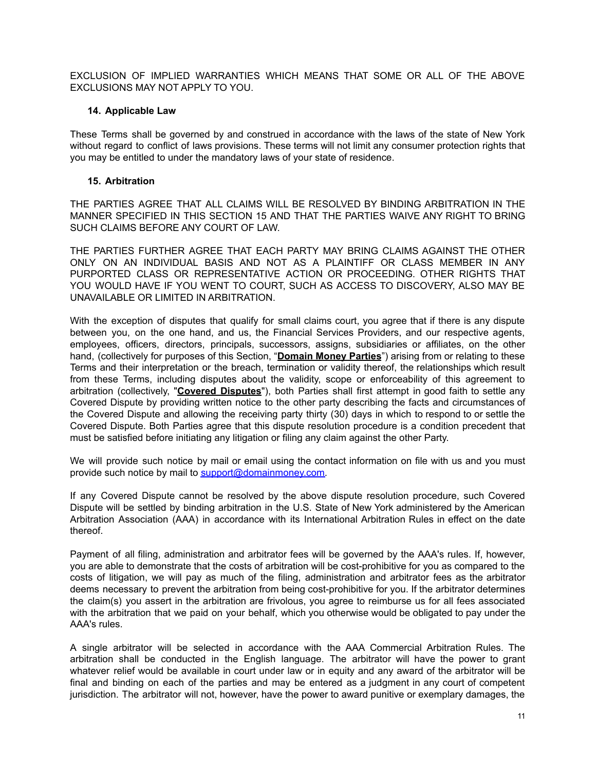EXCLUSION OF IMPLIED WARRANTIES WHICH MEANS THAT SOME OR ALL OF THE ABOVE EXCLUSIONS MAY NOT APPLY TO YOU.

### 14. Applicable Law

These Terms shall be governed by and construed in accordance with the laws of the state of New York without regard to conflict of laws provisions. These terms will not limit any consumer protection rights that you may be entitled to under the mandatory laws of your state of residence.

### 15. Arbitration

THE PARTIES AGREE THAT ALL CLAIMS WILL BE RESOLVED BY BINDING ARBITRATION IN THE MANNER SPECIFIED IN THIS SECTION 15 AND THAT THE PARTIES WAIVE ANY RIGHT TO BRING SUCH CLAIMS BEFORE ANY COURT OF LAW.

THE PARTIES FURTHER AGREE THAT EACH PARTY MAY BRING CLAIMS AGAINST THE OTHER ONLY ON AN INDIVIDUAL BASIS AND NOT AS A PLAINTIFF OR CLASS MEMBER IN ANY PURPORTED CLASS OR REPRESENTATIVE ACTION OR PROCEEDING. OTHER RIGHTS THAT YOU WOULD HAVE IF YOU WENT TO COURT, SUCH AS ACCESS TO DISCOVERY, ALSO MAY BE UNAVAILABLE OR LIMITED IN ARBITRATION.

With the exception of disputes that qualify for small claims court, you agree that if there is any dispute between you, on the one hand, and us, the Financial Services Providers, and our respective agents, employees, officers, directors, principals, successors, assigns, subsidiaries or affiliates, on the other hand, (collectively for purposes of this Section, "**Domain Money Parties**") arising from or relating to these Terms and their interpretation or the breach, termination or validity thereof, the relationships which result from these Terms, including disputes about the validity, scope or enforceability of this agreement to arbitration (collectively, "**Covered Disputes**"), both Parties shall first attempt in good faith to settle any Covered Dispute by providing written notice to the other party describing the facts and circumstances of the Covered Dispute and allowing the receiving party thirty (30) days in which to respond to or settle the Covered Dispute. Both Parties agree that this dispute resolution procedure is a condition precedent that must be satisfied before initiating any litigation or filing any claim against the other Party.

We will provide such notice by mail or email using the contact information on file with us and you must provide such notice by mail to support@domainmoney.com.

If any Covered Dispute cannot be resolved by the above dispute resolution procedure, such Covered Dispute will be settled by binding arbitration in the U.S. State of New York administered by the American Arbitration Association (AAA) in accordance with its International Arbitration Rules in effect on the date thereof.

Payment of all filing, administration and arbitrator fees will be governed by the AAA's rules. If, however, you are able to demonstrate that the costs of arbitration will be cost-prohibitive for you as compared to the costs of litigation, we will pay as much of the filing, administration and arbitrator fees as the arbitrator deems necessary to prevent the arbitration from being cost-prohibitive for you. If the arbitrator determines the claim(s) you assert in the arbitration are frivolous, you agree to reimburse us for all fees associated with the arbitration that we paid on your behalf, which you otherwise would be obligated to pay under the AAA's rules.

A single arbitrator will be selected in accordance with the AAA Commercial Arbitration Rules. The arbitration shall be conducted in the English language. The arbitrator will have the power to grant whatever relief would be available in court under law or in equity and any award of the arbitrator will be final and binding on each of the parties and may be entered as a judgment in any court of competent jurisdiction. The arbitrator will not, however, have the power to award punitive or exemplary damages, the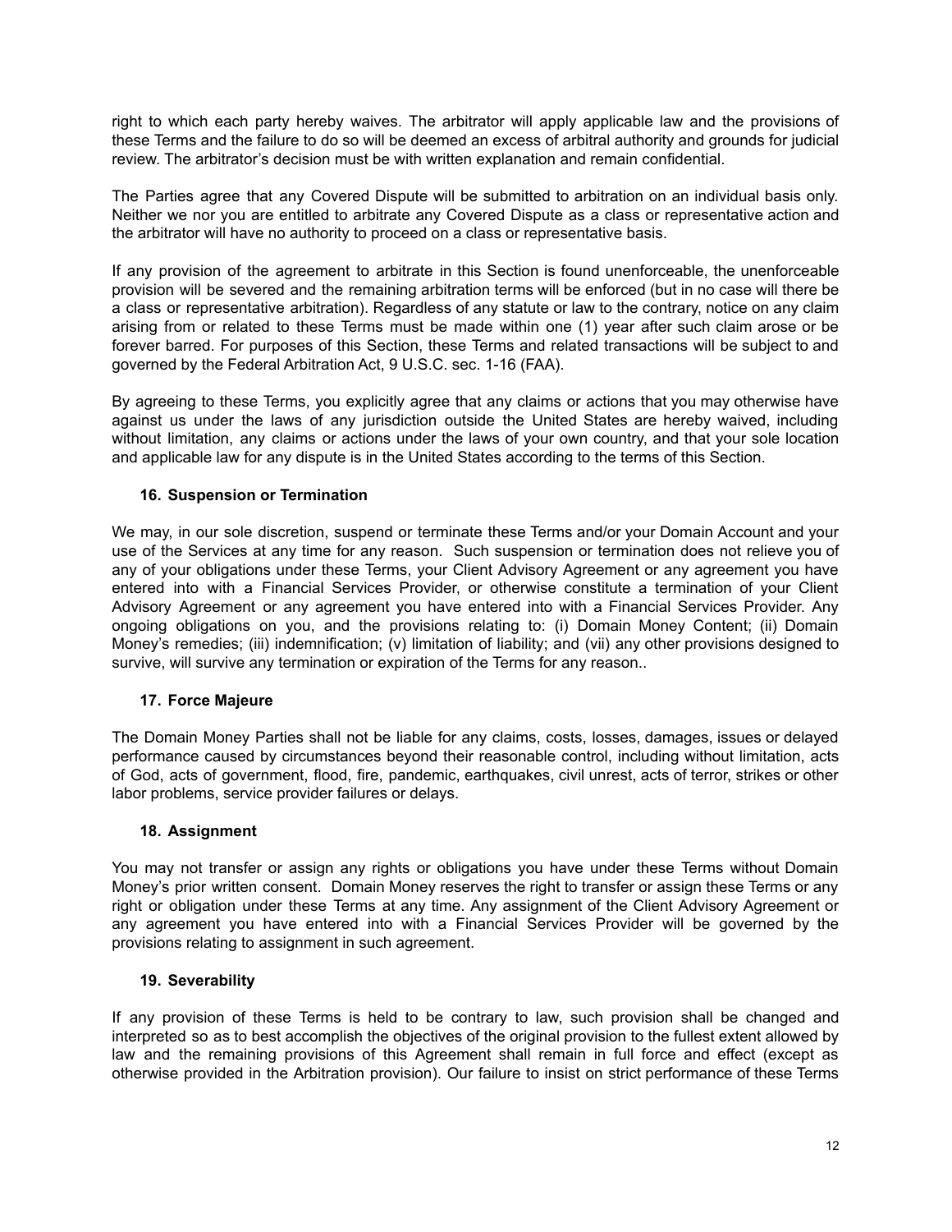right to which each party hereby waives. The arbitrator will apply applicable law and the provisions of these Terms and the failure to do so will be deemed an excess of arbitral authority and grounds for judicial review. The arbitrator's decision must be with written explanation and remain confidential.

The Parties agree that any Covered Dispute will be submitted to arbitration on an individual basis only. Neither we nor you are entitled to arbitrate any Covered Dispute as a class or representative action and the arbitrator will have no authority to proceed on a class or representative basis.

If any provision of the agreement to arbitrate in this Section is found unenforceable, the unenforceable provision will be severed and the remaining arbitration terms will be enforced (but in no case will there be a class or representative arbitration). Regardless of any statute or law to the contrary, notice on any claim arising from or related to these Terms must be made within one (1) year after such claim arose or be forever barred. For purposes of this Section, these Terms and related transactions will be subject to and governed by the Federal Arbitration Act, 9 U.S.C. sec. 1-16 (FAA).

By agreeing to these Terms, you explicitly agree that any claims or actions that you may otherwise have against us under the laws of any jurisdiction outside the United States are hereby waived, including without limitation, any claims or actions under the laws of your own country, and that your sole location and applicable law for any dispute is in the United States according to the terms of this Section.

### 16. Suspension or Termination

We may, in our sole discretion, suspend or terminate these Terms and/or your Domain Account and your use of the Services at any time for any reason. Such suspension or termination does not relieve you of any of your obligations under these Terms, your Client Advisory Agreement or any agreement you have entered into with a Financial Services Provider, or otherwise constitute a termination of your Client Advisory Agreement or any agreement you have entered into with a Financial Services Provider. Any ongoing obligations on you, and the provisions relating to: (i) Domain Money Content; (ii) Domain Money's remedies; (iii) indemnification; (v) limitation of liability; and (vii) any other provisions designed to survive, will survive any termination or expiration of the Terms for any reason..

### 17. Force Majeure

The Domain Money Parties shall not be liable for any claims, costs, losses, damages, issues or delayed performance caused by circumstances beyond their reasonable control, including without limitation, acts of God, acts of government, flood, fire, pandemic, earthquakes, civil unrest, acts of terror, strikes or other labor problems, service provider failures or delays.

### 18. Assignment

You may not transfer or assign any rights or obligations you have under these Terms without Domain Money's prior written consent. Domain Money reserves the right to transfer or assign these Terms or any right or obligation under these Terms at any time. Any assignment of the Client Advisory Agreement or any agreement you have entered into with a Financial Services Provider will be governed by the provisions relating to assignment in such agreement.

### 19. Severability

If any provision of these Terms is held to be contrary to law, such provision shall be changed and interpreted so as to best accomplish the objectives of the original provision to the fullest extent allowed by law and the remaining provisions of this Agreement shall remain in full force and effect (except as otherwise provided in the Arbitration provision). Our failure to insist on strict performance of these Terms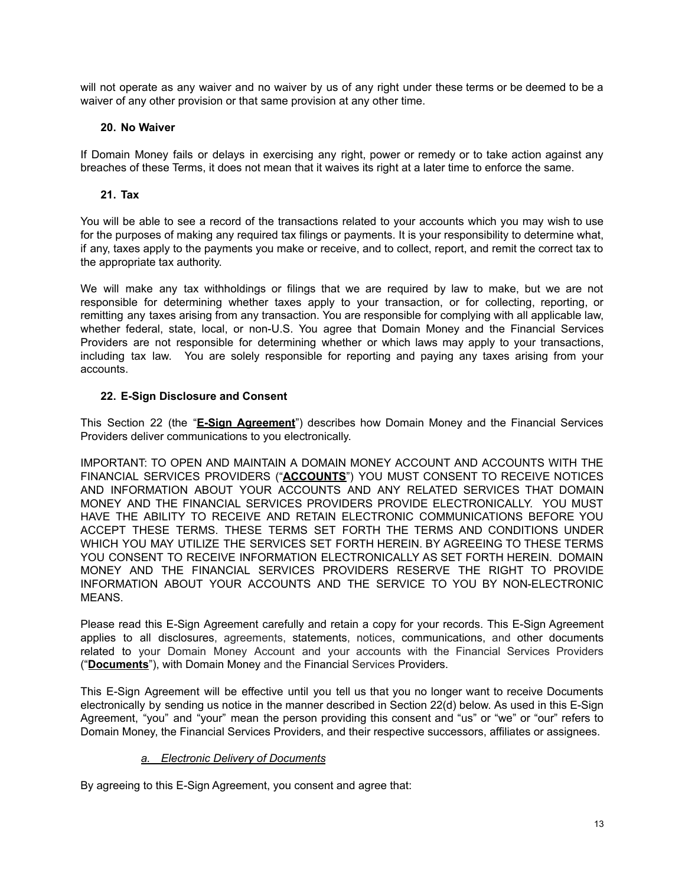will not operate as any waiver and no waiver by us of any right under these terms or be deemed to be a waiver of any other provision or that same provision at any other time.

### 20. No Waiver

If Domain Money fails or delays in exercising any right, power or remedy or to take action against any breaches of these Terms, it does not mean that it waives its right at a later time to enforce the same.

### 21. Tax

You will be able to see a record of the transactions related to your accounts which you may wish to use for the purposes of making any required tax filings or payments. It is your responsibility to determine what, if any, taxes apply to the payments you make or receive, and to collect, report, and remit the correct tax to the appropriate tax authority.

We will make any tax withholdings or filings that we are required by law to make, but we are not responsible for determining whether taxes apply to your transaction, or for collecting, reporting, or remitting any taxes arising from any transaction. You are responsible for complying with all applicable law, whether federal, state, local, or non-U.S. You agree that Domain Money and the Financial Services Providers are not responsible for determining whether or which laws may apply to your transactions, including tax law. You are solely responsible for reporting and paying any taxes arising from your accounts.

### 22. E-Sign Disclosure and Consent

This Section 22 (the "**E-Sign Agreement**") describes how Domain Money and the Financial Services Providers deliver communications to you electronically.

IMPORTANT: TO OPEN AND MAINTAIN A DOMAIN MONEY ACCOUNT AND ACCOUNTS WITH THE FINANCIAL SERVICES PROVIDERS ("**ACCOUNTS**") YOU MUST CONSENT TO RECEIVE NOTICES AND INFORMATION ABOUT YOUR ACCOUNTS AND ANY RELATED SERVICES THAT DOMAIN MONEY AND THE FINANCIAL SERVICES PROVIDERS PROVIDE ELECTRONICALLY. YOU MUST HAVE THE ABILITY TO RECEIVE AND RETAIN ELECTRONIC COMMUNICATIONS BEFORE YOU ACCEPT THESE TERMS. THESE TERMS SET FORTH THE TERMS AND CONDITIONS UNDER WHICH YOU MAY UTILIZE THE SERVICES SET FORTH HEREIN. BY AGREEING TO THESE TERMS YOU CONSENT TO RECEIVE INFORMATION ELECTRONICALLY AS SET FORTH HEREIN. DOMAIN MONEY AND THE FINANCIAL SERVICES PROVIDERS RESERVE THE RIGHT TO PROVIDE INFORMATION ABOUT YOUR ACCOUNTS AND THE SERVICE TO YOU BY NON-ELECTRONIC MEANS.

Please read this E-Sign Agreement carefully and retain a copy for your records. This E-Sign Agreement applies to all disclosures, agreements, statements, notices, communications, and other documents related to your Domain Money Account and your accounts with the Financial Services Providers ("**Documents**"), with Domain Money and the Financial Services Providers.

This E-Sign Agreement will be effective until you tell us that you no longer want to receive Documents electronically by sending us notice in the manner described in Section 22(d) below. As used in this E-Sign Agreement, "you" and "your" mean the person providing this consent and "us" or "we" or "our" refers to Domain Money, the Financial Services Providers, and their respective successors, affiliates or assignees.

#### *a. Electronic Delivery of Documents*

By agreeing to this E-Sign Agreement, you consent and agree that: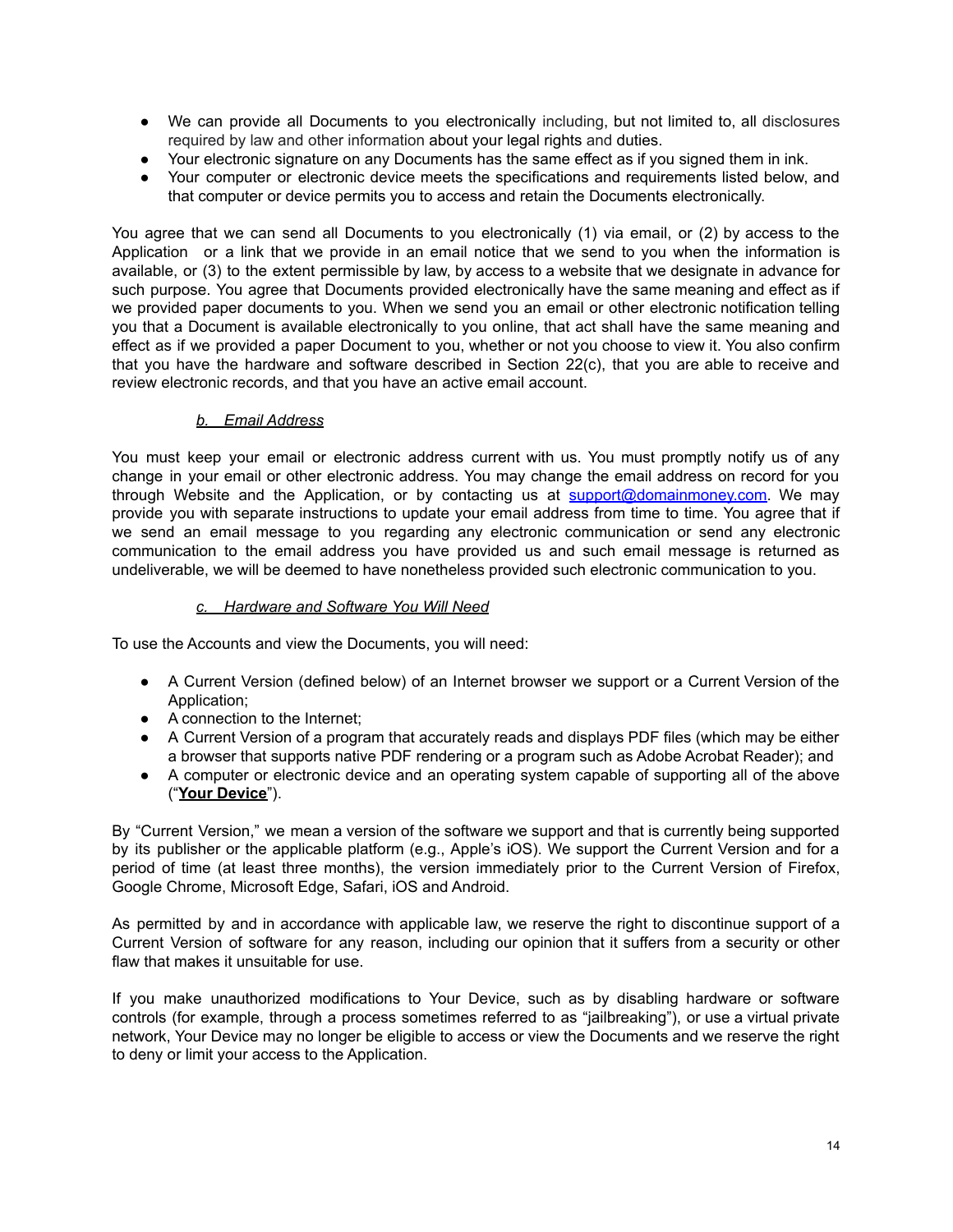- We can provide all Documents to you electronically including, but not limited to, all disclosures required by law and other information about your legal rights and duties.
- Your electronic signature on any Documents has the same effect as if you signed them in ink.
- Your computer or electronic device meets the specifications and requirements listed below, and that computer or device permits you to access and retain the Documents electronically.

You agree that we can send all Documents to you electronically (1) via email, or (2) by access to the Application or a link that we provide in an email notice that we send to you when the information is available, or (3) to the extent permissible by law, by access to a website that we designate in advance for such purpose. You agree that Documents provided electronically have the same meaning and effect as if we provided paper documents to you. When we send you an email or other electronic notification telling you that a Document is available electronically to you online, that act shall have the same meaning and effect as if we provided a paper Document to you, whether or not you choose to view it. You also confirm that you have the hardware and software described in Section 22(c), that you are able to receive and review electronic records, and that you have an active email account.

*b. Email Address*

You must keep your email or electronic address current with us. You must promptly notify us of any change in your email or other electronic address. You may change the email address on record for you through Website and the Application, or by contacting us at support@domainmoney.com. We may provide you with separate instructions to update your email address from time to time. You agree that if we send an email message to you regarding any electronic communication or send any electronic communication to the email address you have provided us and such email message is returned as undeliverable, we will be deemed to have nonetheless provided such electronic communication to you.

*c. Hardware and Software You Will Need*

To use the Accounts and view the Documents, you will need:

- A Current Version (defined below) of an Internet browser we support or a Current Version of the Application;
- A connection to the Internet;
- A Current Version of a program that accurately reads and displays PDF files (which may be either a browser that supports native PDF rendering or a program such as Adobe Acrobat Reader); and
- A computer or electronic device and an operating system capable of supporting all of the above ("**Your Device**").

By "Current Version," we mean a version of the software we support and that is currently being supported by its publisher or the applicable platform (e.g., Apple's iOS). We support the Current Version and for a period of time (at least three months), the version immediately prior to the Current Version of Firefox, Google Chrome, Microsoft Edge, Safari, iOS and Android.

As permitted by and in accordance with applicable law, we reserve the right to discontinue support of a Current Version of software for any reason, including our opinion that it suffers from a security or other flaw that makes it unsuitable for use.

If you make unauthorized modifications to Your Device, such as by disabling hardware or software controls (for example, through a process sometimes referred to as "jailbreaking"), or use a virtual private network, Your Device may no longer be eligible to access or view the Documents and we reserve the right to deny or limit your access to the Application.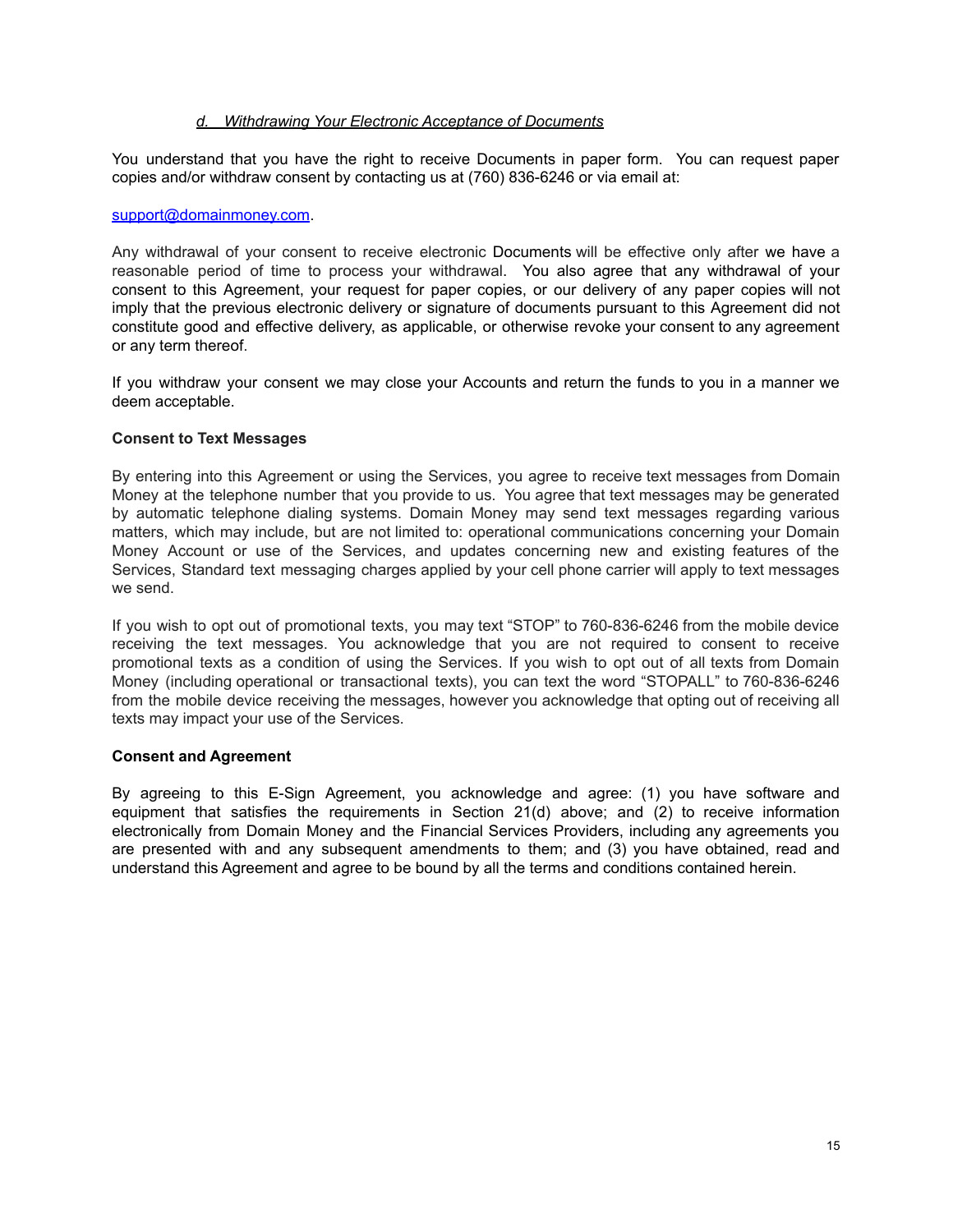*d. Withdrawing Your Electronic Acceptance of Documents*

You understand that you have the right to receive Documents in paper form. You can request paper copies and/or withdraw consent by contacting us at (760) 836-6246 or via email at:

support@domainmoney.com.

Any withdrawal of your consent to receive electronic Documents will be effective only after we have a reasonable period of time to process your withdrawal. You also agree that any withdrawal of your consent to this Agreement, your request for paper copies, or our delivery of any paper copies will not imply that the previous electronic delivery or signature of documents pursuant to this Agreement did not constitute good and effective delivery, as applicable, or otherwise revoke your consent to any agreement or any term thereof.

If you withdraw your consent we may close your Accounts and return the funds to you in a manner we deem acceptable.

**Consent to Text Messages**

By entering into this Agreement or using the Services, you agree to receive text messages from Domain Money at the telephone number that you provide to us. You agree that text messages may be generated by automatic telephone dialing systems. Domain Money may send text messages regarding various matters, which may include, but are not limited to: operational communications concerning your Domain Money Account or use of the Services, and updates concerning new and existing features of the Services, Standard text messaging charges applied by your cell phone carrier will apply to text messages we send.

If you wish to opt out of promotional texts, you may text "STOP" to 760-836-6246 from the mobile device receiving the text messages. You acknowledge that you are not required to consent to receive promotional texts as a condition of using the Services. If you wish to opt out of all texts from Domain Money (including operational or transactional texts), you can text the word "STOPALL" to 760-836-6246 from the mobile device receiving the messages, however you acknowledge that opting out of receiving all texts may impact your use of the Services.

**Consent and Agreement**

By agreeing to this E-Sign Agreement, you acknowledge and agree: (1) you have software and equipment that satisfies the requirements in Section 21(d) above; and (2) to receive information electronically from Domain Money and the Financial Services Providers, including any agreements you are presented with and any subsequent amendments to them; and (3) you have obtained, read and understand this Agreement and agree to be bound by all the terms and conditions contained herein.